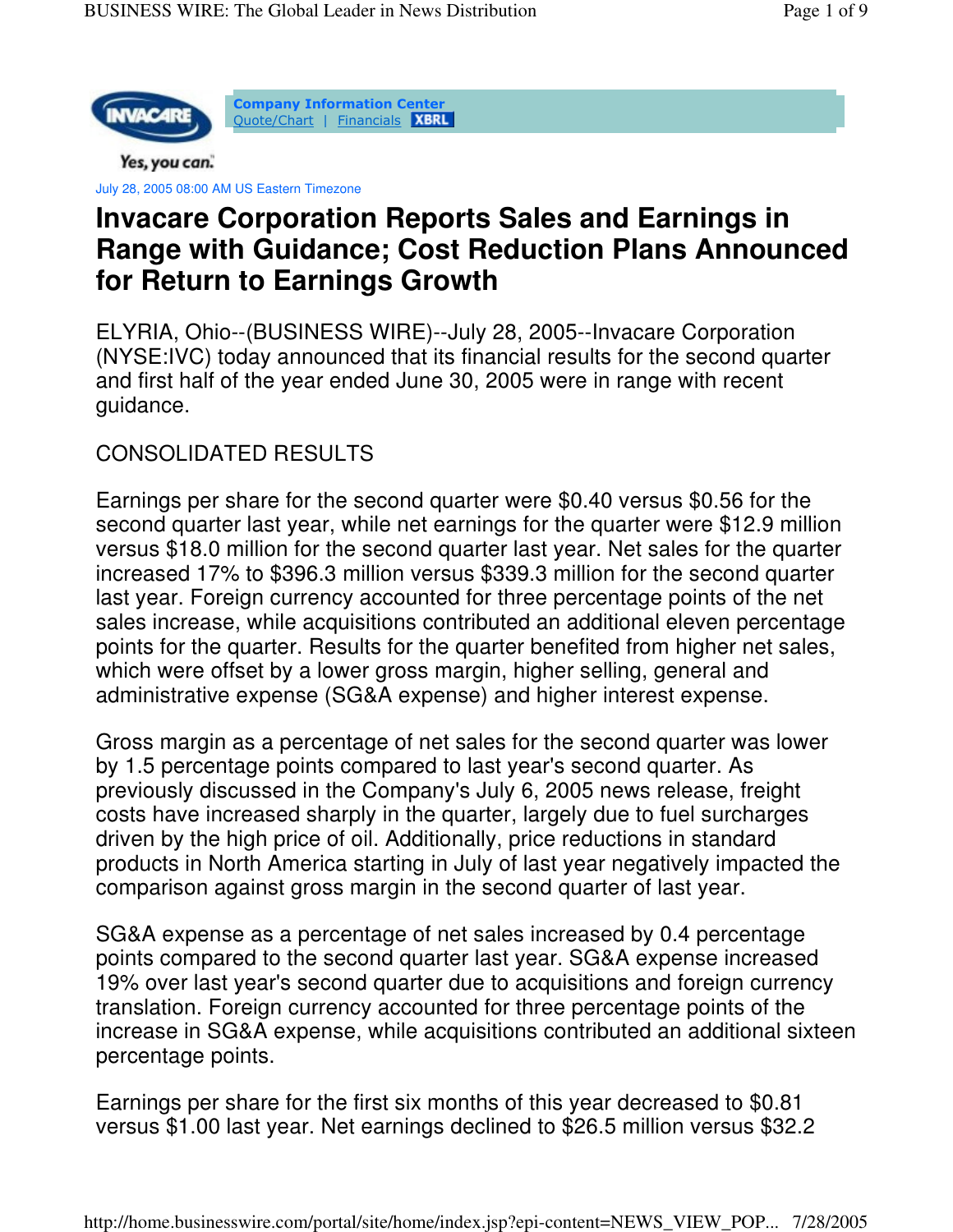Company Information Center
Quote/Chart | Financials XBRL

Yes, you can.

July 28, 2005 08:00 AM US Eastern Timezone

# Invacare Corporation Reports Sales and Earnings in Range with Guidance; Cost Reduction Plans Announced for Return to Earnings Growth

ELYRIA, Ohio--(BUSINESS WIRE)--July 28, 2005--Invacare Corporation (NYSE:IVC) today announced that its financial results for the second quarter and first half of the year ended June 30, 2005 were in range with recent guidance.

CONSOLIDATED RESULTS

Earnings per share for the second quarter were $0.40 versus $0.56 for the second quarter last year, while net earnings for the quarter were $12.9 million versus $18.0 million for the second quarter last year. Net sales for the quarter increased 17% to $396.3 million versus $339.3 million for the second quarter last year. Foreign currency accounted for three percentage points of the net sales increase, while acquisitions contributed an additional eleven percentage points for the quarter. Results for the quarter benefited from higher net sales, which were offset by a lower gross margin, higher selling, general and administrative expense (SG&A expense) and higher interest expense.

Gross margin as a percentage of net sales for the second quarter was lower by 1.5 percentage points compared to last year's second quarter. As previously discussed in the Company's July 6, 2005 news release, freight costs have increased sharply in the quarter, largely due to fuel surcharges driven by the high price of oil. Additionally, price reductions in standard products in North America starting in July of last year negatively impacted the comparison against gross margin in the second quarter of last year.

SG&A expense as a percentage of net sales increased by 0.4 percentage points compared to the second quarter last year. SG&A expense increased 19% over last year's second quarter due to acquisitions and foreign currency translation. Foreign currency accounted for three percentage points of the increase in SG&A expense, while acquisitions contributed an additional sixteen percentage points.

Earnings per share for the first six months of this year decreased to $0.81 versus $1.00 last year. Net earnings declined to $26.5 million versus $32.2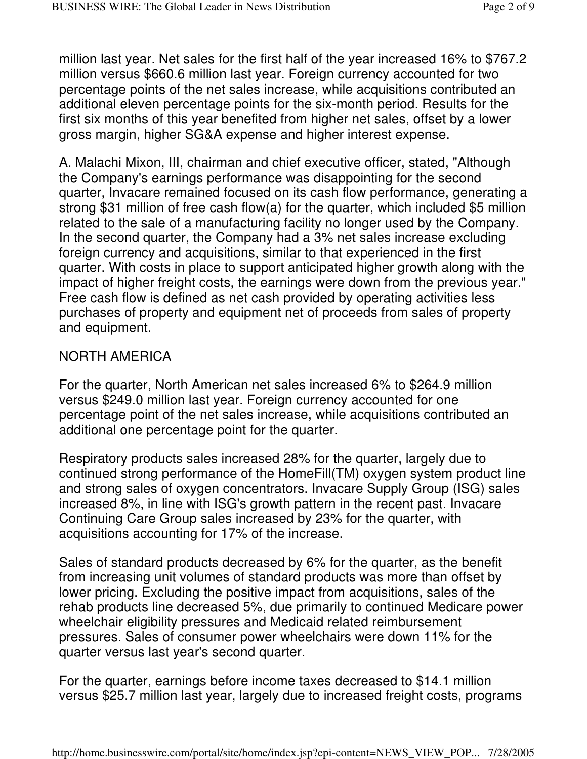million last year. Net sales for the first half of the year increased 16% to $767.2 million versus $660.6 million last year. Foreign currency accounted for two percentage points of the net sales increase, while acquisitions contributed an additional eleven percentage points for the six-month period. Results for the first six months of this year benefited from higher net sales, offset by a lower gross margin, higher SG&A expense and higher interest expense.

A. Malachi Mixon, III, chairman and chief executive officer, stated, "Although the Company's earnings performance was disappointing for the second quarter, Invacare remained focused on its cash flow performance, generating a strong $31 million of free cash flow(a) for the quarter, which included $5 million related to the sale of a manufacturing facility no longer used by the Company. In the second quarter, the Company had a 3% net sales increase excluding foreign currency and acquisitions, similar to that experienced in the first quarter. With costs in place to support anticipated higher growth along with the impact of higher freight costs, the earnings were down from the previous year." Free cash flow is defined as net cash provided by operating activities less purchases of property and equipment net of proceeds from sales of property and equipment.

NORTH AMERICA

For the quarter, North American net sales increased 6% to $264.9 million versus $249.0 million last year. Foreign currency accounted for one percentage point of the net sales increase, while acquisitions contributed an additional one percentage point for the quarter.

Respiratory products sales increased 28% for the quarter, largely due to continued strong performance of the HomeFill(TM) oxygen system product line and strong sales of oxygen concentrators. Invacare Supply Group (ISG) sales increased 8%, in line with ISG's growth pattern in the recent past. Invacare Continuing Care Group sales increased by 23% for the quarter, with acquisitions accounting for 17% of the increase.

Sales of standard products decreased by 6% for the quarter, as the benefit from increasing unit volumes of standard products was more than offset by lower pricing. Excluding the positive impact from acquisitions, sales of the rehab products line decreased 5%, due primarily to continued Medicare power wheelchair eligibility pressures and Medicaid related reimbursement pressures. Sales of consumer power wheelchairs were down 11% for the quarter versus last year's second quarter.

For the quarter, earnings before income taxes decreased to $14.1 million versus $25.7 million last year, largely due to increased freight costs, programs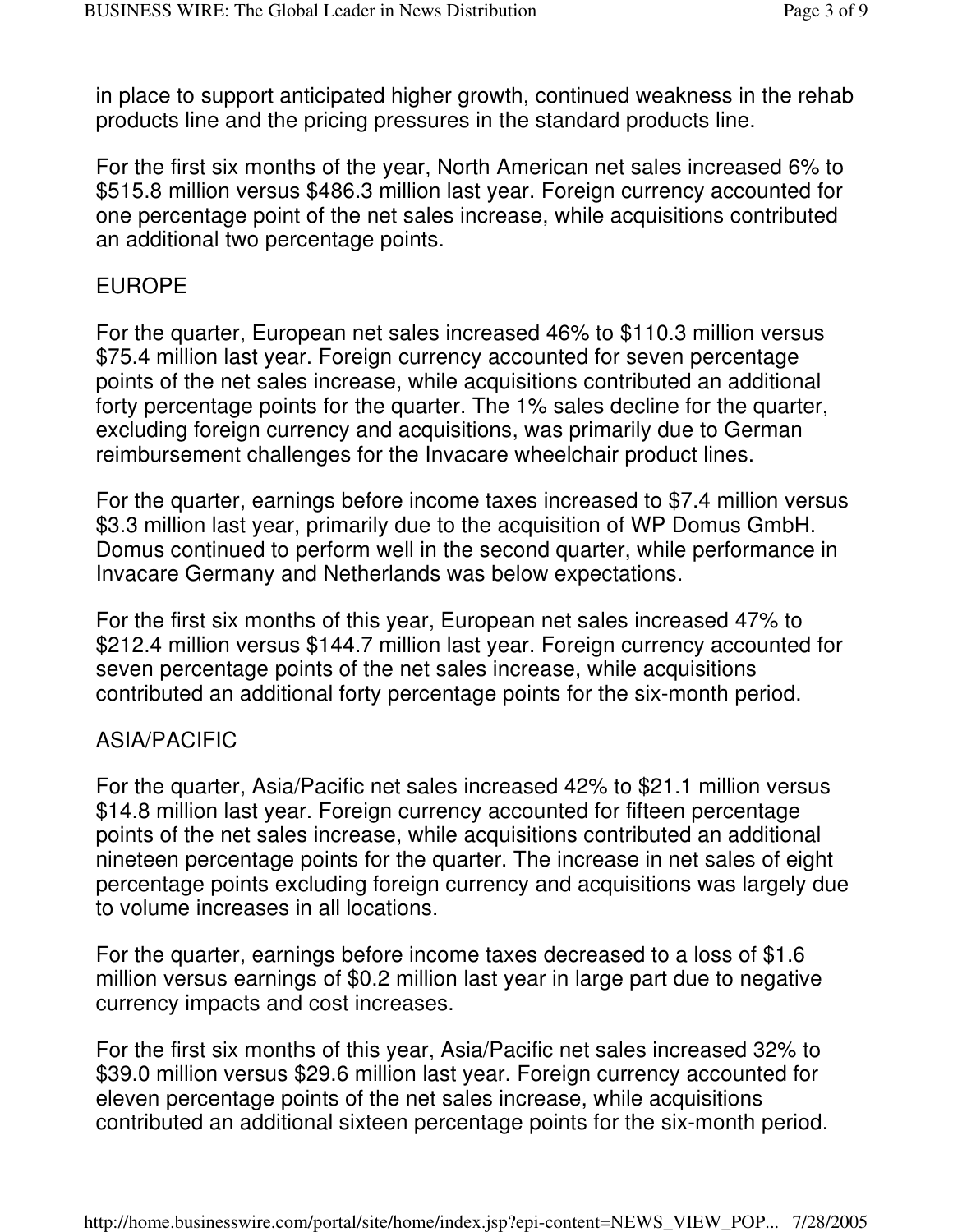in place to support anticipated higher growth, continued weakness in the rehab products line and the pricing pressures in the standard products line.

For the first six months of the year, North American net sales increased 6% to $515.8 million versus $486.3 million last year. Foreign currency accounted for one percentage point of the net sales increase, while acquisitions contributed an additional two percentage points.

## EUROPE

For the quarter, European net sales increased 46% to $110.3 million versus $75.4 million last year. Foreign currency accounted for seven percentage points of the net sales increase, while acquisitions contributed an additional forty percentage points for the quarter. The 1% sales decline for the quarter, excluding foreign currency and acquisitions, was primarily due to German reimbursement challenges for the Invacare wheelchair product lines.

For the quarter, earnings before income taxes increased to $7.4 million versus $3.3 million last year, primarily due to the acquisition of WP Domus GmbH. Domus continued to perform well in the second quarter, while performance in Invacare Germany and Netherlands was below expectations.

For the first six months of this year, European net sales increased 47% to $212.4 million versus $144.7 million last year. Foreign currency accounted for seven percentage points of the net sales increase, while acquisitions contributed an additional forty percentage points for the six-month period.

## ASIA/PACIFIC

For the quarter, Asia/Pacific net sales increased 42% to $21.1 million versus $14.8 million last year. Foreign currency accounted for fifteen percentage points of the net sales increase, while acquisitions contributed an additional nineteen percentage points for the quarter. The increase in net sales of eight percentage points excluding foreign currency and acquisitions was largely due to volume increases in all locations.

For the quarter, earnings before income taxes decreased to a loss of $1.6 million versus earnings of $0.2 million last year in large part due to negative currency impacts and cost increases.

For the first six months of this year, Asia/Pacific net sales increased 32% to $39.0 million versus $29.6 million last year. Foreign currency accounted for eleven percentage points of the net sales increase, while acquisitions contributed an additional sixteen percentage points for the six-month period.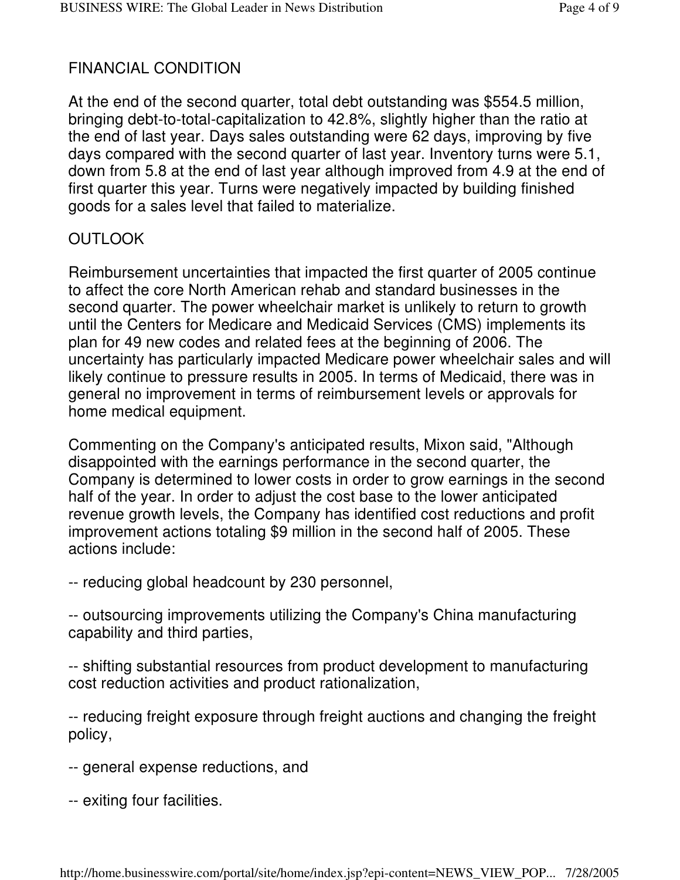## FINANCIAL CONDITION

At the end of the second quarter, total debt outstanding was $554.5 million, bringing debt-to-total-capitalization to 42.8%, slightly higher than the ratio at the end of last year. Days sales outstanding were 62 days, improving by five days compared with the second quarter of last year. Inventory turns were 5.1, down from 5.8 at the end of last year although improved from 4.9 at the end of first quarter this year. Turns were negatively impacted by building finished goods for a sales level that failed to materialize.

## OUTLOOK

Reimbursement uncertainties that impacted the first quarter of 2005 continue to affect the core North American rehab and standard businesses in the second quarter. The power wheelchair market is unlikely to return to growth until the Centers for Medicare and Medicaid Services (CMS) implements its plan for 49 new codes and related fees at the beginning of 2006. The uncertainty has particularly impacted Medicare power wheelchair sales and will likely continue to pressure results in 2005. In terms of Medicaid, there was in general no improvement in terms of reimbursement levels or approvals for home medical equipment.

Commenting on the Company's anticipated results, Mixon said, "Although disappointed with the earnings performance in the second quarter, the Company is determined to lower costs in order to grow earnings in the second half of the year. In order to adjust the cost base to the lower anticipated revenue growth levels, the Company has identified cost reductions and profit improvement actions totaling $9 million in the second half of 2005. These actions include:

-- reducing global headcount by 230 personnel,

-- outsourcing improvements utilizing the Company's China manufacturing capability and third parties,

-- shifting substantial resources from product development to manufacturing cost reduction activities and product rationalization,

-- reducing freight exposure through freight auctions and changing the freight policy,

-- general expense reductions, and

-- exiting four facilities.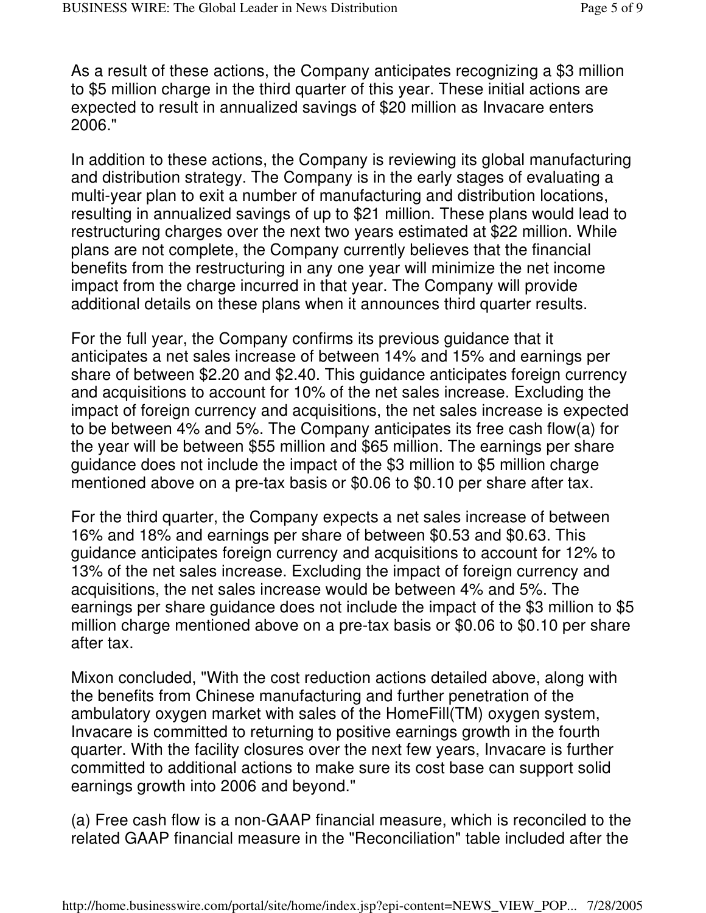As a result of these actions, the Company anticipates recognizing a $3 million to $5 million charge in the third quarter of this year. These initial actions are expected to result in annualized savings of $20 million as Invacare enters 2006."

In addition to these actions, the Company is reviewing its global manufacturing and distribution strategy. The Company is in the early stages of evaluating a multi-year plan to exit a number of manufacturing and distribution locations, resulting in annualized savings of up to $21 million. These plans would lead to restructuring charges over the next two years estimated at $22 million. While plans are not complete, the Company currently believes that the financial benefits from the restructuring in any one year will minimize the net income impact from the charge incurred in that year. The Company will provide additional details on these plans when it announces third quarter results.

For the full year, the Company confirms its previous guidance that it anticipates a net sales increase of between 14% and 15% and earnings per share of between $2.20 and $2.40. This guidance anticipates foreign currency and acquisitions to account for 10% of the net sales increase. Excluding the impact of foreign currency and acquisitions, the net sales increase is expected to be between 4% and 5%. The Company anticipates its free cash flow(a) for the year will be between $55 million and $65 million. The earnings per share guidance does not include the impact of the $3 million to $5 million charge mentioned above on a pre-tax basis or $0.06 to $0.10 per share after tax.

For the third quarter, the Company expects a net sales increase of between 16% and 18% and earnings per share of between $0.53 and $0.63. This guidance anticipates foreign currency and acquisitions to account for 12% to 13% of the net sales increase. Excluding the impact of foreign currency and acquisitions, the net sales increase would be between 4% and 5%. The earnings per share guidance does not include the impact of the $3 million to $5 million charge mentioned above on a pre-tax basis or $0.06 to $0.10 per share after tax.

Mixon concluded, "With the cost reduction actions detailed above, along with the benefits from Chinese manufacturing and further penetration of the ambulatory oxygen market with sales of the HomeFill(TM) oxygen system, Invacare is committed to returning to positive earnings growth in the fourth quarter. With the facility closures over the next few years, Invacare is further committed to additional actions to make sure its cost base can support solid earnings growth into 2006 and beyond."

(a) Free cash flow is a non-GAAP financial measure, which is reconciled to the related GAAP financial measure in the "Reconciliation" table included after the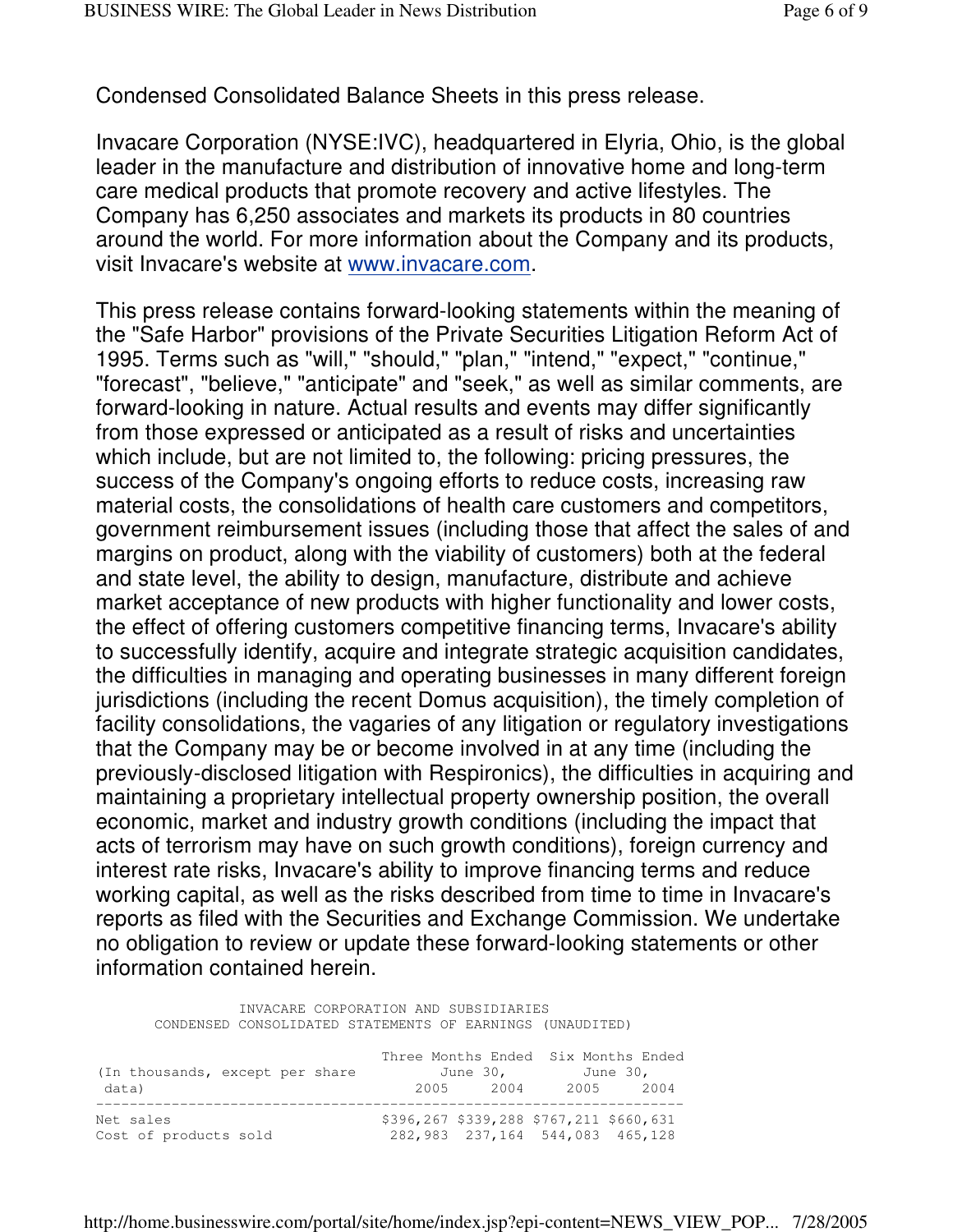Condensed Consolidated Balance Sheets in this press release.

Invacare Corporation (NYSE:IVC), headquartered in Elyria, Ohio, is the global leader in the manufacture and distribution of innovative home and long-term care medical products that promote recovery and active lifestyles. The Company has 6,250 associates and markets its products in 80 countries around the world. For more information about the Company and its products, visit Invacare's website at www.invacare.com.

This press release contains forward-looking statements within the meaning of the "Safe Harbor" provisions of the Private Securities Litigation Reform Act of 1995. Terms such as "will," "should," "plan," "intend," "expect," "continue," "forecast", "believe," "anticipate" and "seek," as well as similar comments, are forward-looking in nature. Actual results and events may differ significantly from those expressed or anticipated as a result of risks and uncertainties which include, but are not limited to, the following: pricing pressures, the success of the Company's ongoing efforts to reduce costs, increasing raw material costs, the consolidations of health care customers and competitors, government reimbursement issues (including those that affect the sales of and margins on product, along with the viability of customers) both at the federal and state level, the ability to design, manufacture, distribute and achieve market acceptance of new products with higher functionality and lower costs, the effect of offering customers competitive financing terms, Invacare's ability to successfully identify, acquire and integrate strategic acquisition candidates, the difficulties in managing and operating businesses in many different foreign jurisdictions (including the recent Domus acquisition), the timely completion of facility consolidations, the vagaries of any litigation or regulatory investigations that the Company may be or become involved in at any time (including the previously-disclosed litigation with Respironics), the difficulties in acquiring and maintaining a proprietary intellectual property ownership position, the overall economic, market and industry growth conditions (including the impact that acts of terrorism may have on such growth conditions), foreign currency and interest rate risks, Invacare's ability to improve financing terms and reduce working capital, as well as the risks described from time to time in Invacare's reports as filed with the Securities and Exchange Commission. We undertake no obligation to review or update these forward-looking statements or other information contained herein.

INVACARE CORPORATION AND SUBSIDIARIES
CONDENSED CONSOLIDATED STATEMENTS OF EARNINGS (UNAUDITED)

| (In thousands, except per share data) | Three Months Ended June 30, | | Six Months Ended June 30, | |
|---|---|---|---|---|
| | 2005 | 2004 | 2005 | 2004 |
| Net sales | $396,267 | $339,288 | $767,211 | $660,631 |
| Cost of products sold | 282,983 | 237,164 | 544,083 | 465,128 |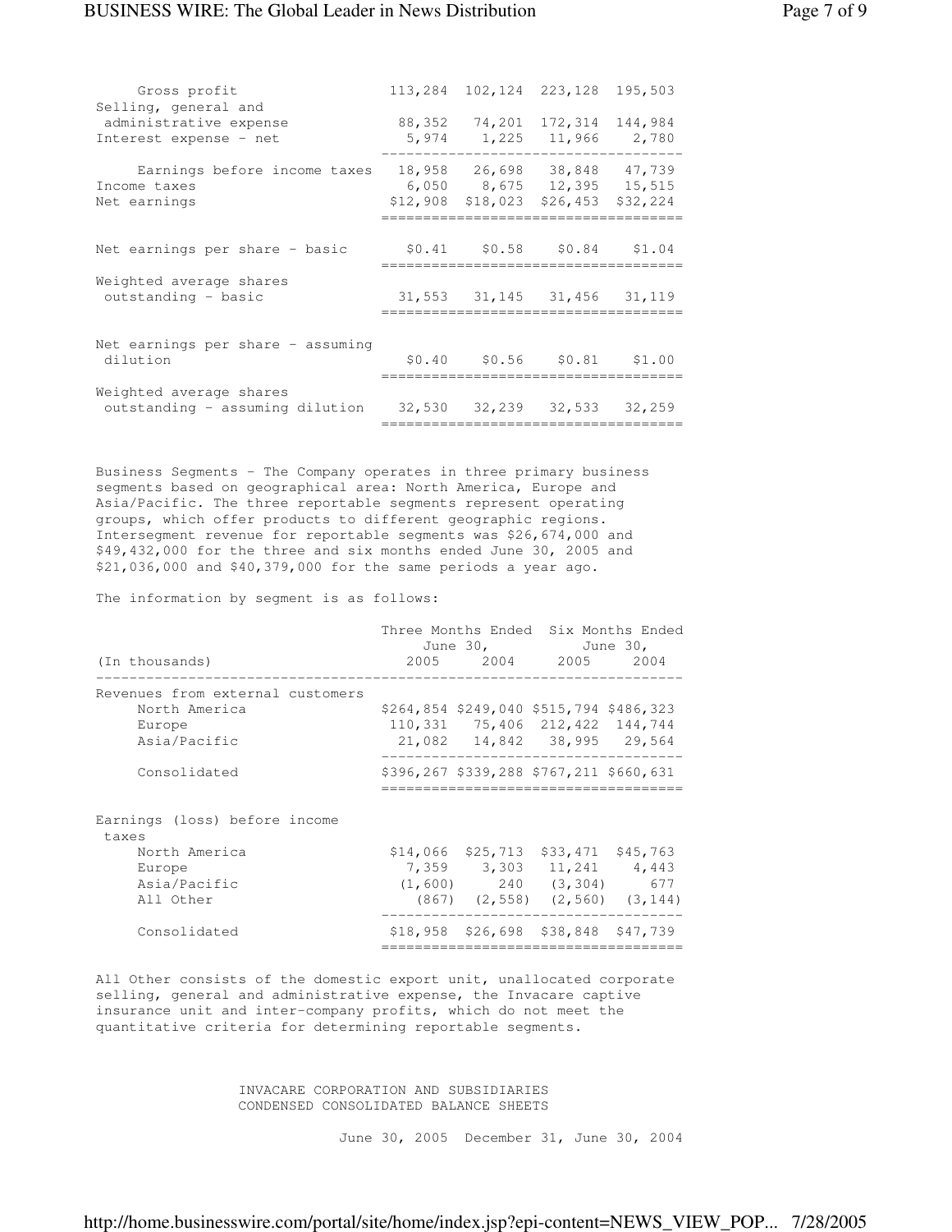| | | | | |
|---|---|---|---|---|
| Gross profit | 113,284 | 102,124 | 223,128 | 195,503 |
| Selling, general and administrative expense | 88,352 | 74,201 | 172,314 | 144,984 |
| Interest expense - net | 5,974 | 1,225 | 11,966 | 2,780 |
| Earnings before income taxes | 18,958 | 26,698 | 38,848 | 47,739 |
| Income taxes | 6,050 | 8,675 | 12,395 | 15,515 |
| Net earnings | $12,908 | $18,023 | $26,453 | $32,224 |
| Net earnings per share - basic | $0.41 | $0.58 | $0.84 | $1.04 |
| Weighted average shares outstanding - basic | 31,553 | 31,145 | 31,456 | 31,119 |
| Net earnings per share - assuming dilution | $0.40 | $0.56 | $0.81 | $1.00 |
| Weighted average shares outstanding - assuming dilution | 32,530 | 32,239 | 32,533 | 32,259 |

Business Segments - The Company operates in three primary business segments based on geographical area: North America, Europe and Asia/Pacific. The three reportable segments represent operating groups, which offer products to different geographic regions. Intersegment revenue for reportable segments was $26,674,000 and $49,432,000 for the three and six months ended June 30, 2005 and $21,036,000 and $40,379,000 for the same periods a year ago.

The information by segment is as follows:

| (In thousands) | Three Months Ended June 30, 2005 | 2004 | Six Months Ended June 30, 2005 | 2004 |
|---|---|---|---|---|
| **Revenues from external customers** | | | | |
| North America | $264,854 | $249,040 | $515,794 | $486,323 |
| Europe | 110,331 | 75,406 | 212,422 | 144,744 |
| Asia/Pacific | 21,082 | 14,842 | 38,995 | 29,564 |
| Consolidated | $396,267 | $339,288 | $767,211 | $660,631 |
| **Earnings (loss) before income taxes** | | | | |
| North America | $14,066 | $25,713 | $33,471 | $45,763 |
| Europe | 7,359 | 3,303 | 11,241 | 4,443 |
| Asia/Pacific | (1,600) | 240 | (3,304) | 677 |
| All Other | (867) | (2,558) | (2,560) | (3,144) |
| Consolidated | $18,958 | $26,698 | $38,848 | $47,739 |

All Other consists of the domestic export unit, unallocated corporate selling, general and administrative expense, the Invacare captive insurance unit and inter-company profits, which do not meet the quantitative criteria for determining reportable segments.

INVACARE CORPORATION AND SUBSIDIARIES
CONDENSED CONSOLIDATED BALANCE SHEETS

June 30, 2005 December 31, June 30, 2004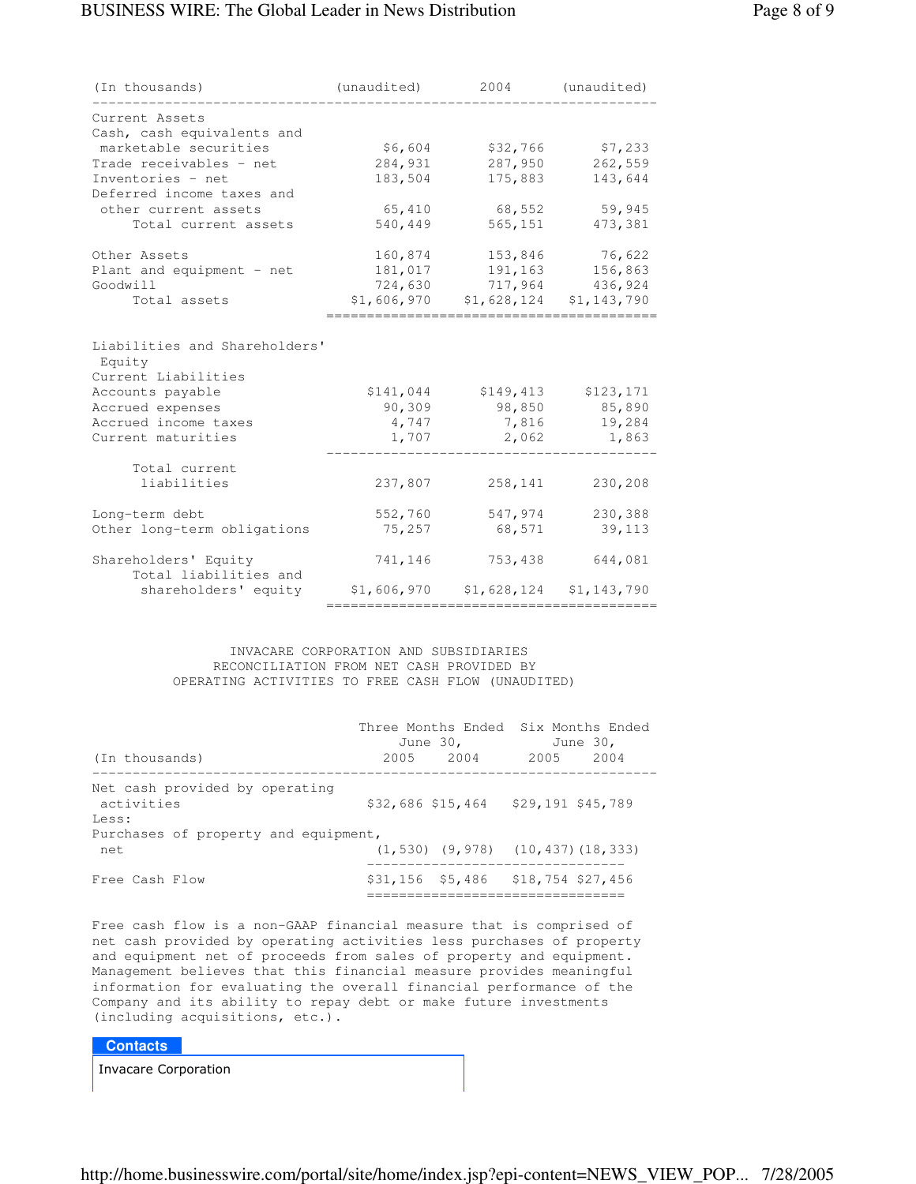| (In thousands) | (unaudited) | 2004 | (unaudited) |
|---|---|---|---|
| Current Assets | | | |
| Cash, cash equivalents and marketable securities | $6,604 | $32,766 | $7,233 |
| Trade receivables - net | 284,931 | 287,950 | 262,559 |
| Inventories - net | 183,504 | 175,883 | 143,644 |
| Deferred income taxes and other current assets | 65,410 | 68,552 | 59,945 |
| Total current assets | 540,449 | 565,151 | 473,381 |
| Other Assets | 160,874 | 153,846 | 76,622 |
| Plant and equipment - net | 181,017 | 191,163 | 156,863 |
| Goodwill | 724,630 | 717,964 | 436,924 |
| Total assets | $1,606,970 | $1,628,124 | $1,143,790 |
| Liabilities and Shareholders' Equity | | | |
| Current Liabilities | | | |
| Accounts payable | $141,044 | $149,413 | $123,171 |
| Accrued expenses | 90,309 | 98,850 | 85,890 |
| Accrued income taxes | 4,747 | 7,816 | 19,284 |
| Current maturities | 1,707 | 2,062 | 1,863 |
| Total current liabilities | 237,807 | 258,141 | 230,208 |
| Long-term debt | 552,760 | 547,974 | 230,388 |
| Other long-term obligations | 75,257 | 68,571 | 39,113 |
| Shareholders' Equity | 741,146 | 753,438 | 644,081 |
| Total liabilities and shareholders' equity | $1,606,970 | $1,628,124 | $1,143,790 |

INVACARE CORPORATION AND SUBSIDIARIES
RECONCILIATION FROM NET CASH PROVIDED BY
OPERATING ACTIVITIES TO FREE CASH FLOW (UNAUDITED)

| | Three Months Ended June 30, | | Six Months Ended June 30, | |
|---|---|---|---|---|
| (In thousands) | 2005 | 2004 | 2005 | 2004 |
| Net cash provided by operating activities | $32,686 | $15,464 | $29,191 | $45,789 |
| Less: | | | | |
| Purchases of property and equipment, net | (1,530) | (9,978) | (10,437) | (18,333) |
| Free Cash Flow | $31,156 | $5,486 | $18,754 | $27,456 |

Free cash flow is a non-GAAP financial measure that is comprised of net cash provided by operating activities less purchases of property and equipment net of proceeds from sales of property and equipment. Management believes that this financial measure provides meaningful information for evaluating the overall financial performance of the Company and its ability to repay debt or make future investments (including acquisitions, etc.).

**Contacts**

Invacare Corporation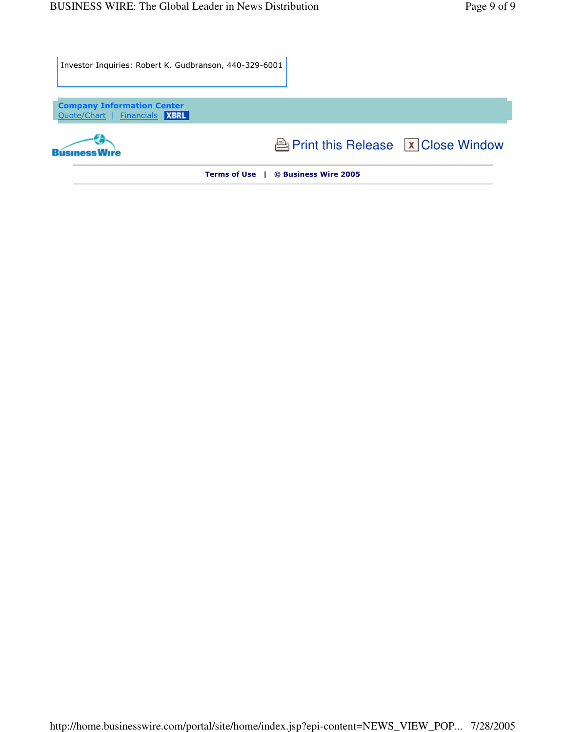Investor Inquiries: Robert K. Gudbranson, 440-329-6001

**Company Information Center**

Quote/Chart | Financials XBRL

Print this Release Close Window

Terms of Use | © Business Wire 2005